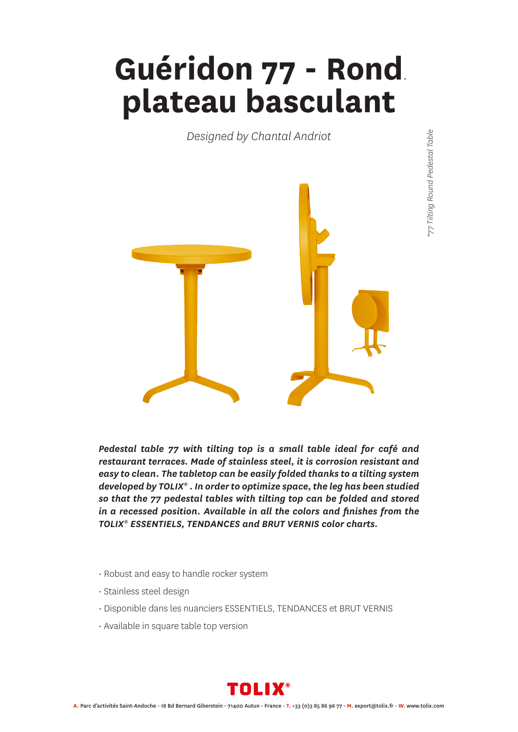# Guéridon 77 - Rond* plateau basculant

*Designed by Chantal Andriot*

*\*77 Tilting Round Pedestal Table*

***Pedestal table 77 with tilting top is a small table ideal for café and restaurant terraces. Made of stainless steel, it is corrosion resistant and easy to clean. The tabletop can be easily folded thanks to a tilting system developed by TOLIX® . In order to optimize space, the leg has been studied so that the 77 pedestal tables with tilting top can be folded and stored in a recessed position. Available in all the colors and finishes from the TOLIX® ESSENTIELS, TENDANCES and BRUT VERNIS color charts.***

- Robust and easy to handle rocker system
- Stainless steel design
- Disponible dans les nuanciers ESSENTIELS, TENDANCES et BRUT VERNIS
- Available in square table top version

**TOLIX®**

**A.** Parc d'activités Saint-Andoche - 18 Bd Bernard Giberstein - 71400 Autun - France - **T.** +33 (0)3 85 86 96 77 - **M.** export@tolix.fr - **W.** www.tolix.com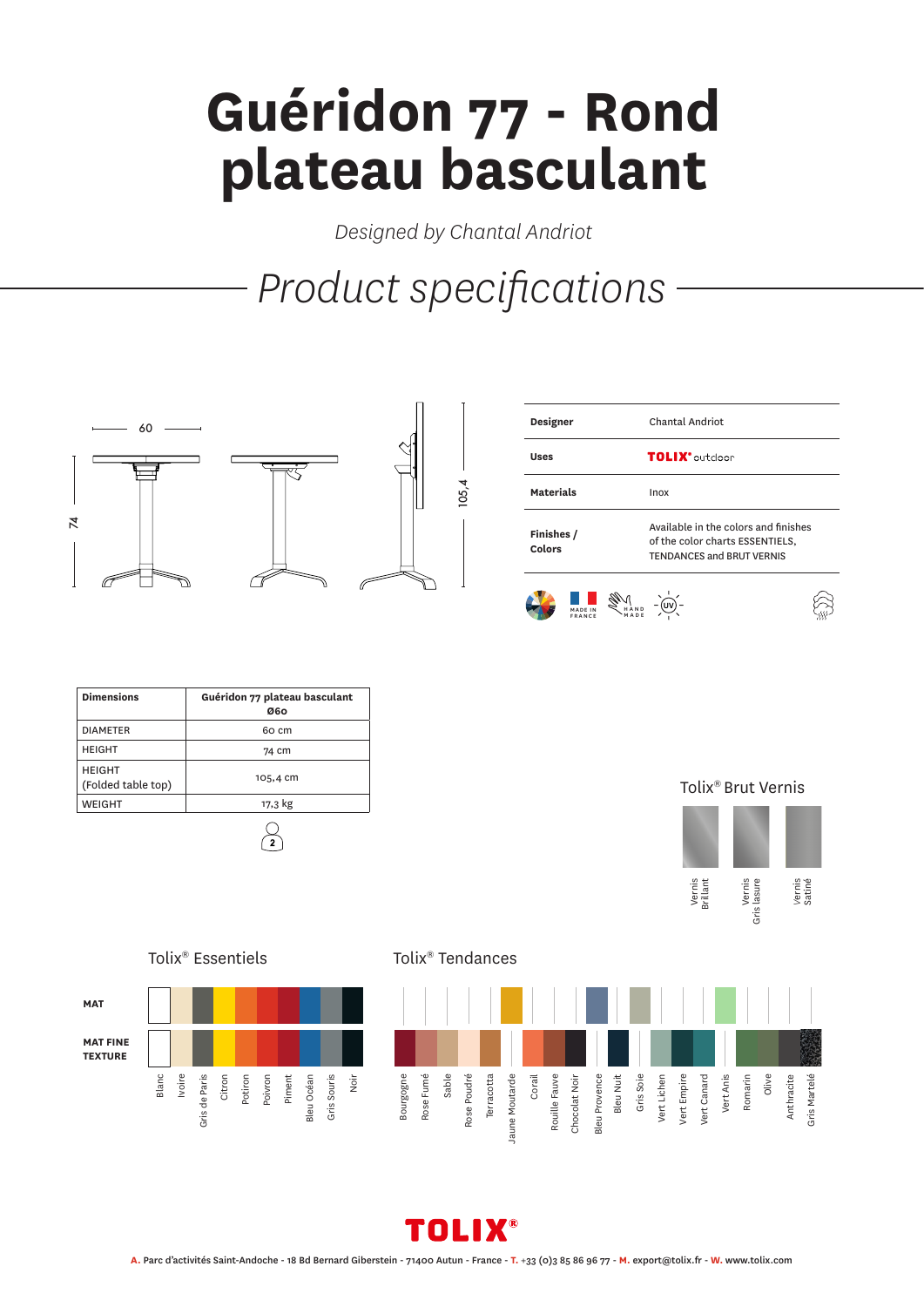# Guéridon 77 - Rond plateau basculant

*Designed by Chantal Andriot*

## *Product specifications*

60

74

105,4

| | |
|---|---|
| **Designer** | Chantal Andriot |
| **Uses** | TOLIX® outdoor |
| **Materials** | Inox |
| **Finishes / Colors** | Available in the colors and finishes of the color charts ESSENTIELS, TENDANCES and BRUT VERNIS |

MADE IN FRANCE

HAND MADE

UV

| **Dimensions** | **Guéridon 77 plateau basculant Ø60** |
|---|---|
| DIAMETER | 60 cm |
| HEIGHT | 74 cm |
| HEIGHT (Folded table top) | 105,4 cm |
| WEIGHT | 17,3 kg |

2

### Tolix® Brut Vernis

Vernis Brillant

Vernis Gris lasure

Vernis Satiné

### Tolix® Essentiels

**MAT**

**MAT FINE TEXTURE**

Blanc, Ivoire, Gris de Paris, Citron, Potiron, Poivron, Piment, Bleu Océan, Gris Souris, Noir

### Tolix® Tendances

Bourgogne, Rose Fumé, Sable, Rose Poudré, Terracotta, Jaune Moutarde, Corail, Rouille Fauve, Chocolat Noir, Bleu Provence, Bleu Nuit, Gris Soie, Vert Lichen, Vert Empire, Vert Canard, Vert Anis, Romarin, Olive, Anthracite, Gris Martelé

**TOLIX®**

**A.** Parc d'activités Saint-Andoche - 18 Bd Bernard Giberstein - 71400 Autun - France - **T.** +33 (0)3 85 86 96 77 - **M.** export@tolix.fr - **W.** www.tolix.com